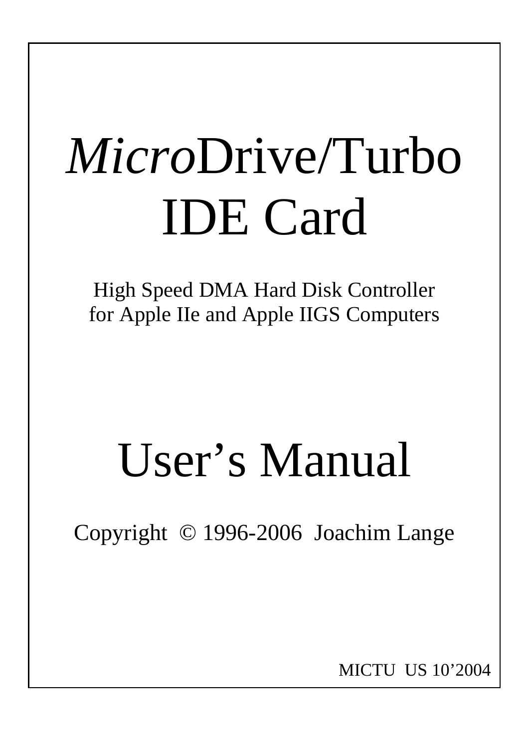# *Micro*Drive/Turbo IDE Card

High Speed DMA Hard Disk Controller
for Apple IIe and Apple IIGS Computers

# User's Manual

Copyright © 1996-2006 Joachim Lange

MICTU US 10'2004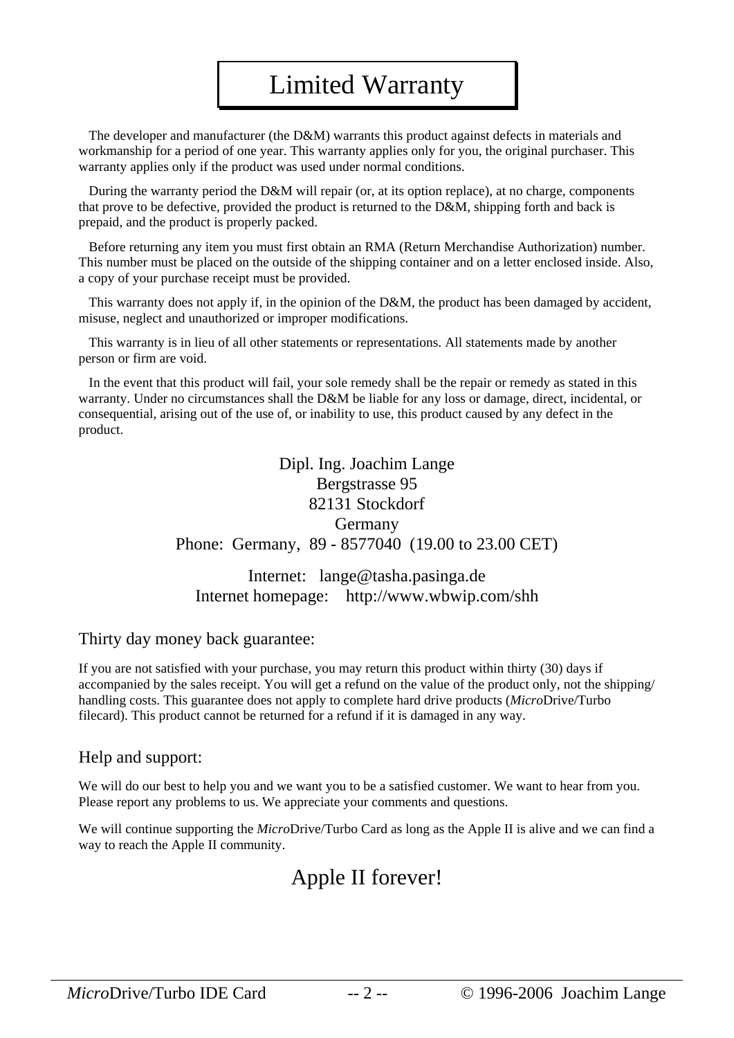# Limited Warranty

The developer and manufacturer (the D&M) warrants this product against defects in materials and workmanship for a period of one year. This warranty applies only for you, the original purchaser. This warranty applies only if the product was used under normal conditions.

During the warranty period the D&M will repair (or, at its option replace), at no charge, components that prove to be defective, provided the product is returned to the D&M, shipping forth and back is prepaid, and the product is properly packed.

Before returning any item you must first obtain an RMA (Return Merchandise Authorization) number. This number must be placed on the outside of the shipping container and on a letter enclosed inside. Also, a copy of your purchase receipt must be provided.

This warranty does not apply if, in the opinion of the D&M, the product has been damaged by accident, misuse, neglect and unauthorized or improper modifications.

This warranty is in lieu of all other statements or representations. All statements made by another person or firm are void.

In the event that this product will fail, your sole remedy shall be the repair or remedy as stated in this warranty. Under no circumstances shall the D&M be liable for any loss or damage, direct, incidental, or consequential, arising out of the use of, or inability to use, this product caused by any defect in the product.

Dipl. Ing. Joachim Lange
Bergstrasse 95
82131 Stockdorf
Germany
Phone: Germany, 89 - 8577040 (19.00 to 23.00 CET)

Internet: lange@tasha.pasinga.de
Internet homepage: http://www.wbwip.com/shh

## Thirty day money back guarantee:

If you are not satisfied with your purchase, you may return this product within thirty (30) days if accompanied by the sales receipt. You will get a refund on the value of the product only, not the shipping/handling costs. This guarantee does not apply to complete hard drive products (*Micro*Drive/Turbo filecard). This product cannot be returned for a refund if it is damaged in any way.

## Help and support:

We will do our best to help you and we want you to be a satisfied customer. We want to hear from you. Please report any problems to us. We appreciate your comments and questions.

We will continue supporting the *Micro*Drive/Turbo Card as long as the Apple II is alive and we can find a way to reach the Apple II community.

## Apple II forever!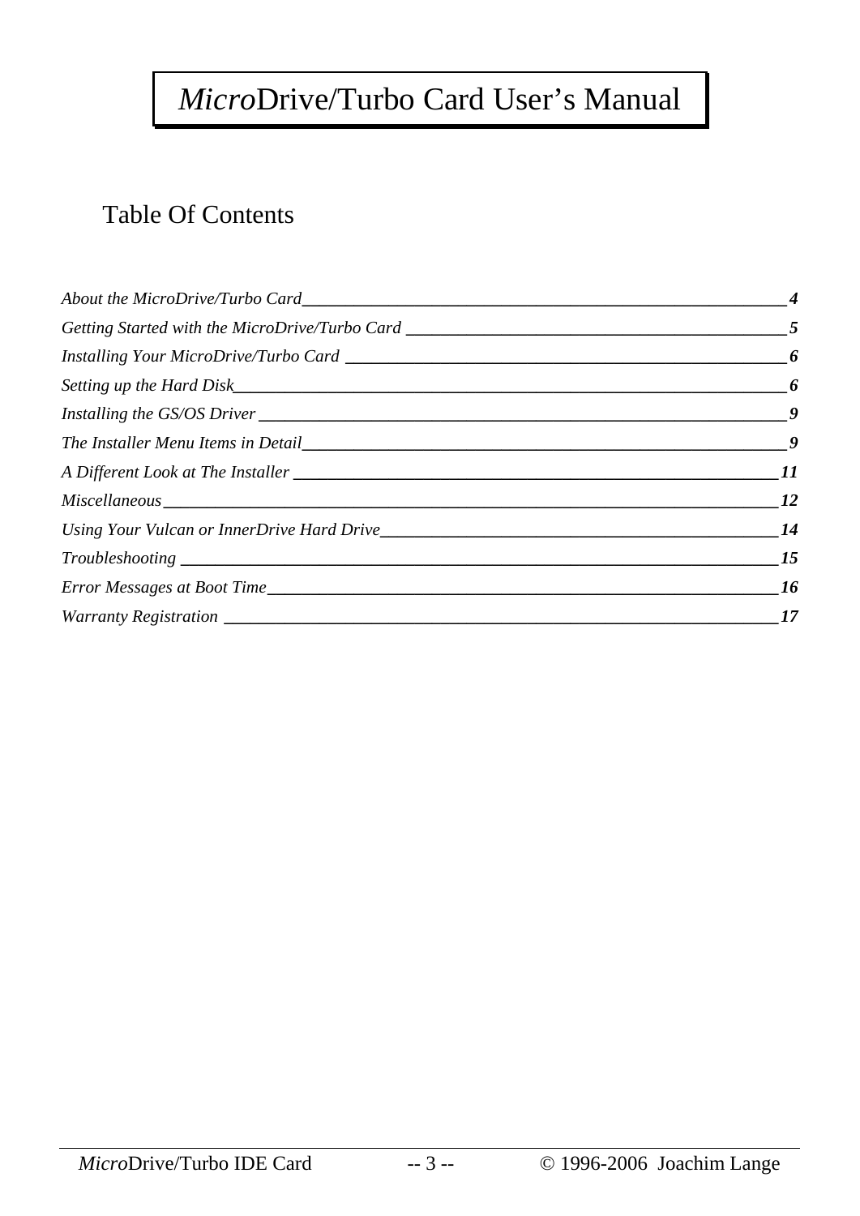# *Micro*Drive/Turbo Card User's Manual

## Table Of Contents

*About the MicroDrive/Turbo Card* ______ **4**
*Getting Started with the MicroDrive/Turbo Card* ______ **5**
*Installing Your MicroDrive/Turbo Card* ______ **6**
*Setting up the Hard Disk* ______ **6**
*Installing the GS/OS Driver* ______ **9**
*The Installer Menu Items in Detail* ______ **9**
*A Different Look at The Installer* ______ **11**
*Miscellaneous* ______ **12**
*Using Your Vulcan or InnerDrive Hard Drive* ______ **14**
*Troubleshooting* ______ **15**
*Error Messages at Boot Time* ______ **16**
*Warranty Registration* ______ **17**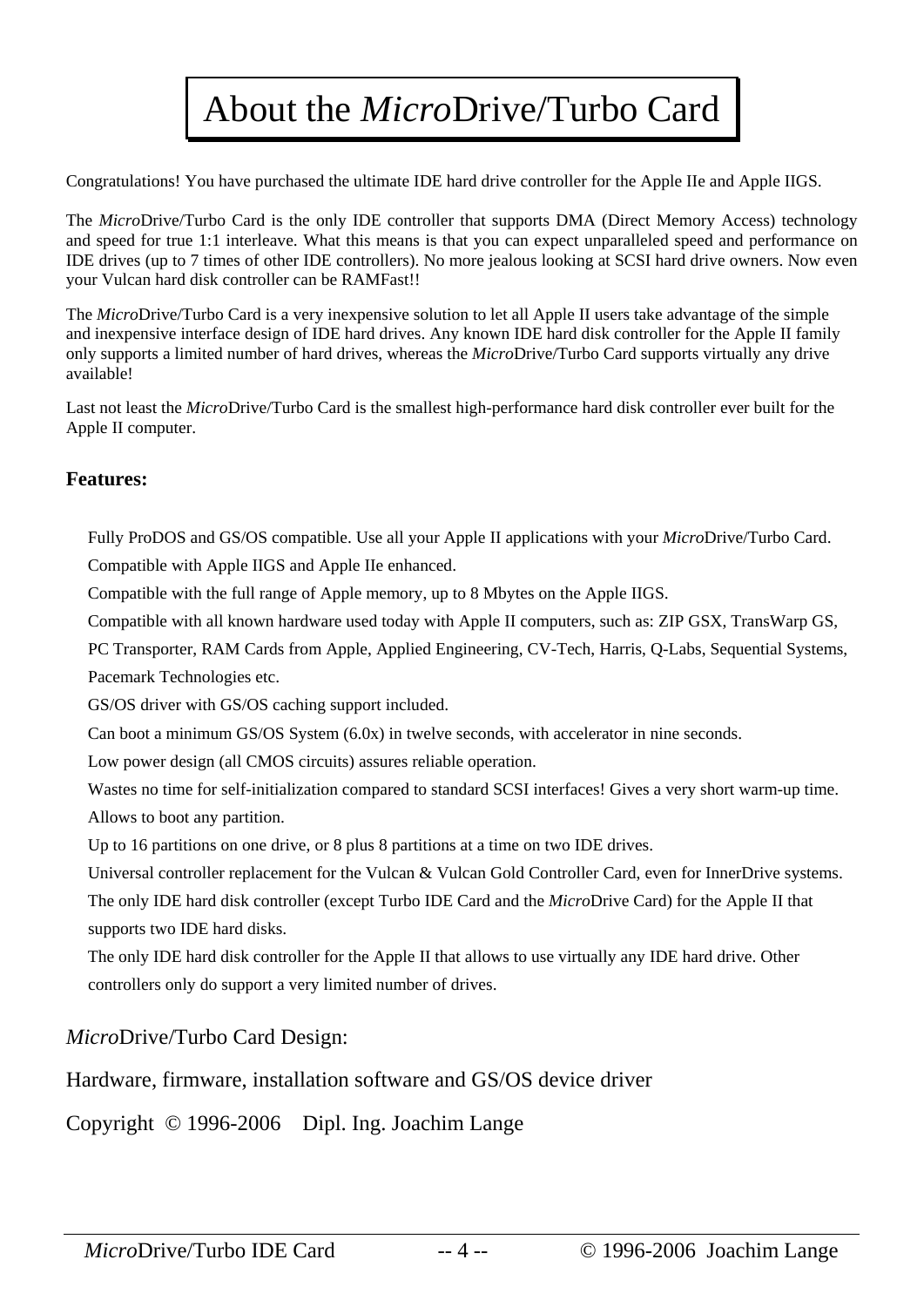# About the *Micro*Drive/Turbo Card

Congratulations! You have purchased the ultimate IDE hard drive controller for the Apple IIe and Apple IIGS.

The *Micro*Drive/Turbo Card is the only IDE controller that supports DMA (Direct Memory Access) technology and speed for true 1:1 interleave. What this means is that you can expect unparalleled speed and performance on IDE drives (up to 7 times of other IDE controllers). No more jealous looking at SCSI hard drive owners. Now even your Vulcan hard disk controller can be RAMFast!!

The *Micro*Drive/Turbo Card is a very inexpensive solution to let all Apple II users take advantage of the simple and inexpensive interface design of IDE hard drives. Any known IDE hard disk controller for the Apple II family only supports a limited number of hard drives, whereas the *Micro*Drive/Turbo Card supports virtually any drive available!

Last not least the *Micro*Drive/Turbo Card is the smallest high-performance hard disk controller ever built for the Apple II computer.

**Features:**

- Fully ProDOS and GS/OS compatible. Use all your Apple II applications with your *Micro*Drive/Turbo Card.
- Compatible with Apple IIGS and Apple IIe enhanced.
- Compatible with the full range of Apple memory, up to 8 Mbytes on the Apple IIGS.
- Compatible with all known hardware used today with Apple II computers, such as: ZIP GSX, TransWarp GS, PC Transporter, RAM Cards from Apple, Applied Engineering, CV-Tech, Harris, Q-Labs, Sequential Systems, Pacemark Technologies etc.
- GS/OS driver with GS/OS caching support included.
- Can boot a minimum GS/OS System (6.0x) in twelve seconds, with accelerator in nine seconds.
- Low power design (all CMOS circuits) assures reliable operation.
- Wastes no time for self-initialization compared to standard SCSI interfaces! Gives a very short warm-up time.
- Allows to boot any partition.
- Up to 16 partitions on one drive, or 8 plus 8 partitions at a time on two IDE drives.
- Universal controller replacement for the Vulcan & Vulcan Gold Controller Card, even for InnerDrive systems.
- The only IDE hard disk controller (except Turbo IDE Card and the *Micro*Drive Card) for the Apple II that supports two IDE hard disks.
- The only IDE hard disk controller for the Apple II that allows to use virtually any IDE hard drive. Other controllers only do support a very limited number of drives.

*Micro*Drive/Turbo Card Design:

Hardware, firmware, installation software and GS/OS device driver

Copyright © 1996-2006 Dipl. Ing. Joachim Lange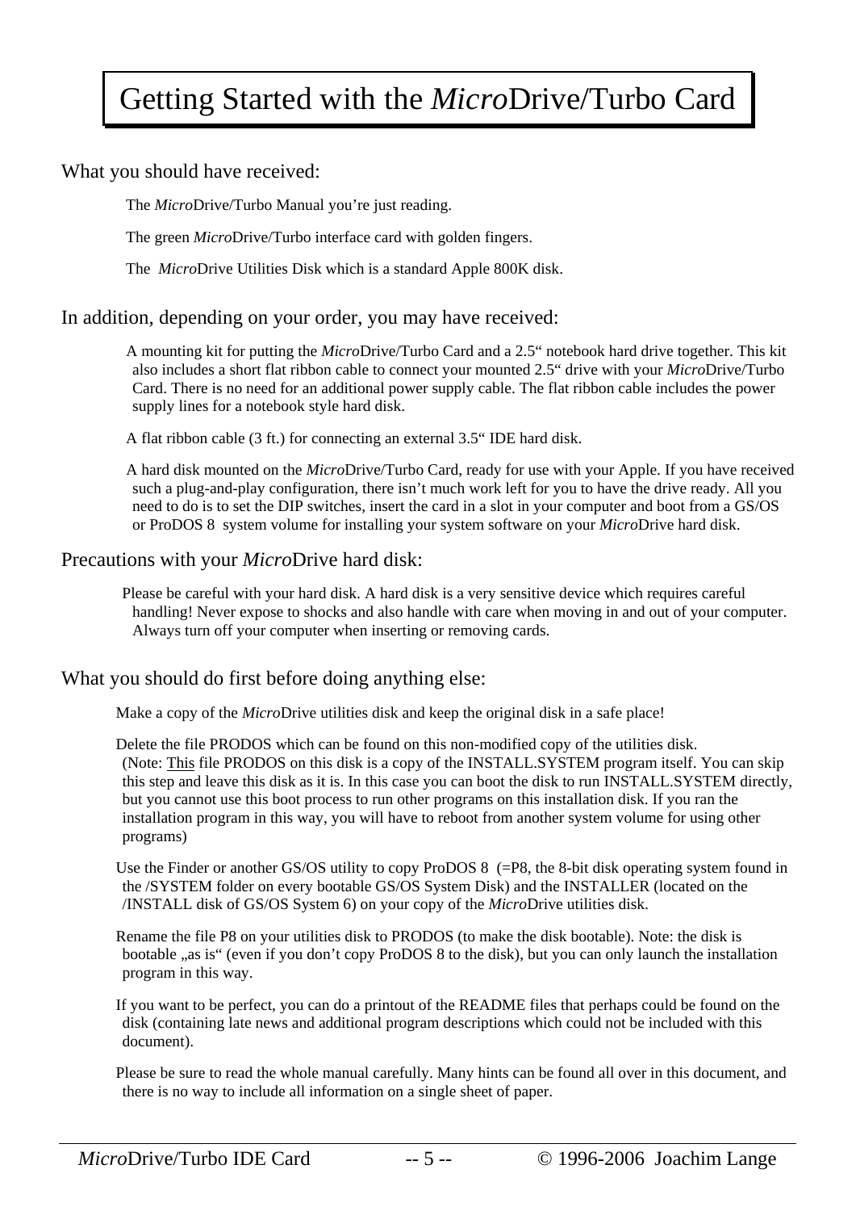# Getting Started with the *Micro*Drive/Turbo Card

## What you should have received:

The *Micro*Drive/Turbo Manual you're just reading.

The green *Micro*Drive/Turbo interface card with golden fingers.

The *Micro*Drive Utilities Disk which is a standard Apple 800K disk.

## In addition, depending on your order, you may have received:

A mounting kit for putting the *Micro*Drive/Turbo Card and a 2.5" notebook hard drive together. This kit also includes a short flat ribbon cable to connect your mounted 2.5" drive with your *Micro*Drive/Turbo Card. There is no need for an additional power supply cable. The flat ribbon cable includes the power supply lines for a notebook style hard disk.

A flat ribbon cable (3 ft.) for connecting an external 3.5" IDE hard disk.

A hard disk mounted on the *Micro*Drive/Turbo Card, ready for use with your Apple. If you have received such a plug-and-play configuration, there isn't much work left for you to have the drive ready. All you need to do is to set the DIP switches, insert the card in a slot in your computer and boot from a GS/OS or ProDOS 8 system volume for installing your system software on your *Micro*Drive hard disk.

## Precautions with your *Micro*Drive hard disk:

Please be careful with your hard disk. A hard disk is a very sensitive device which requires careful handling! Never expose to shocks and also handle with care when moving in and out of your computer. Always turn off your computer when inserting or removing cards.

## What you should do first before doing anything else:

Make a copy of the *Micro*Drive utilities disk and keep the original disk in a safe place!

Delete the file PRODOS which can be found on this non-modified copy of the utilities disk. (Note: <u>This</u> file PRODOS on this disk is a copy of the INSTALL.SYSTEM program itself. You can skip this step and leave this disk as it is. In this case you can boot the disk to run INSTALL.SYSTEM directly, but you cannot use this boot process to run other programs on this installation disk. If you ran the installation program in this way, you will have to reboot from another system volume for using other programs)

Use the Finder or another GS/OS utility to copy ProDOS 8 (=P8, the 8-bit disk operating system found in the /SYSTEM folder on every bootable GS/OS System Disk) and the INSTALLER (located on the /INSTALL disk of GS/OS System 6) on your copy of the *Micro*Drive utilities disk.

Rename the file P8 on your utilities disk to PRODOS (to make the disk bootable). Note: the disk is bootable „as is" (even if you don't copy ProDOS 8 to the disk), but you can only launch the installation program in this way.

If you want to be perfect, you can do a printout of the README files that perhaps could be found on the disk (containing late news and additional program descriptions which could not be included with this document).

Please be sure to read the whole manual carefully. Many hints can be found all over in this document, and there is no way to include all information on a single sheet of paper.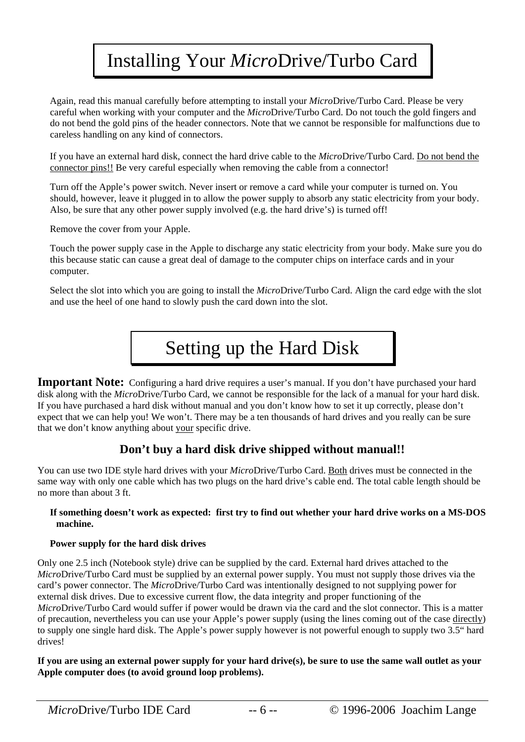# Installing Your *Micro*Drive/Turbo Card

Again, read this manual carefully before attempting to install your *Micro*Drive/Turbo Card. Please be very careful when working with your computer and the *Micro*Drive/Turbo Card. Do not touch the gold fingers and do not bend the gold pins of the header connectors. Note that we cannot be responsible for malfunctions due to careless handling on any kind of connectors.

If you have an external hard disk, connect the hard drive cable to the *Micro*Drive/Turbo Card. <u>Do not bend the connector pins!!</u> Be very careful especially when removing the cable from a connector!

Turn off the Apple's power switch. Never insert or remove a card while your computer is turned on. You should, however, leave it plugged in to allow the power supply to absorb any static electricity from your body. Also, be sure that any other power supply involved (e.g. the hard drive's) is turned off!

Remove the cover from your Apple.

Touch the power supply case in the Apple to discharge any static electricity from your body. Make sure you do this because static can cause a great deal of damage to the computer chips on interface cards and in your computer.

Select the slot into which you are going to install the *Micro*Drive/Turbo Card. Align the card edge with the slot and use the heel of one hand to slowly push the card down into the slot.

# Setting up the Hard Disk

**Important Note:** Configuring a hard drive requires a user's manual. If you don't have purchased your hard disk along with the *Micro*Drive/Turbo Card, we cannot be responsible for the lack of a manual for your hard disk. If you have purchased a hard disk without manual and you don't know how to set it up correctly, please don't expect that we can help you! We won't. There may be a ten thousands of hard drives and you really can be sure that we don't know anything about <u>your</u> specific drive.

### Don't buy a hard disk drive shipped without manual!!

You can use two IDE style hard drives with your *Micro*Drive/Turbo Card. <u>Both</u> drives must be connected in the same way with only one cable which has two plugs on the hard drive's cable end. The total cable length should be no more than about 3 ft.

**If something doesn't work as expected: first try to find out whether your hard drive works on a MS-DOS machine.**

**Power supply for the hard disk drives**

Only one 2.5 inch (Notebook style) drive can be supplied by the card. External hard drives attached to the *Micro*Drive/Turbo Card must be supplied by an external power supply. You must not supply those drives via the card's power connector. The *Micro*Drive/Turbo Card was intentionally designed to not supplying power for external disk drives. Due to excessive current flow, the data integrity and proper functioning of the *Micro*Drive/Turbo Card would suffer if power would be drawn via the card and the slot connector. This is a matter of precaution, nevertheless you can use your Apple's power supply (using the lines coming out of the case <u>directly</u>) to supply one single hard disk. The Apple's power supply however is not powerful enough to supply two 3.5" hard drives!

**If you are using an external power supply for your hard drive(s), be sure to use the same wall outlet as your Apple computer does (to avoid ground loop problems).**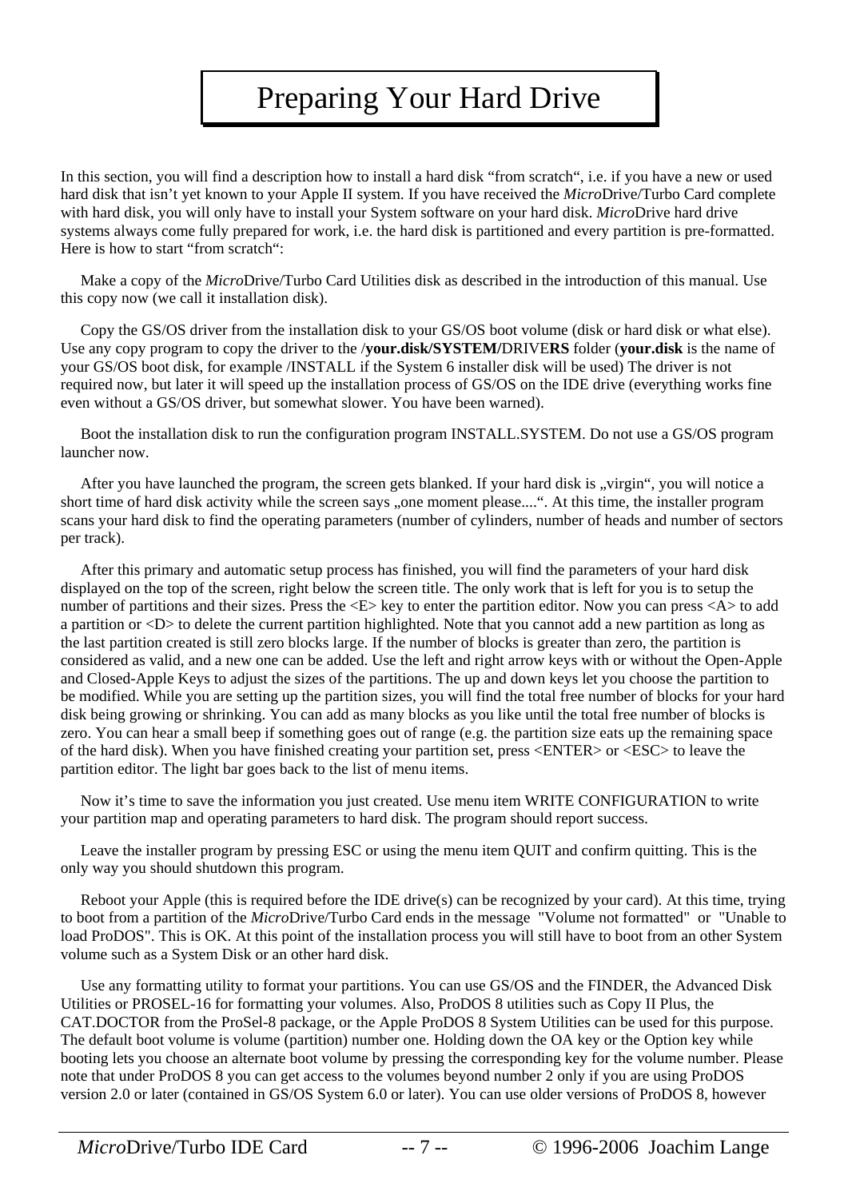# Preparing Your Hard Drive

In this section, you will find a description how to install a hard disk “from scratch“, i.e. if you have a new or used hard disk that isn’t yet known to your Apple II system. If you have received the *Micro*Drive/Turbo Card complete with hard disk, you will only have to install your System software on your hard disk. *Micro*Drive hard drive systems always come fully prepared for work, i.e. the hard disk is partitioned and every partition is pre-formatted. Here is how to start “from scratch“:

Make a copy of the *Micro*Drive/Turbo Card Utilities disk as described in the introduction of this manual. Use this copy now (we call it installation disk).

Copy the GS/OS driver from the installation disk to your GS/OS boot volume (disk or hard disk or what else). Use any copy program to copy the driver to the /**your.disk/SYSTEM/**DRIVE**RS** folder (**your.disk** is the name of your GS/OS boot disk, for example /INSTALL if the System 6 installer disk will be used) The driver is not required now, but later it will speed up the installation process of GS/OS on the IDE drive (everything works fine even without a GS/OS driver, but somewhat slower. You have been warned).

Boot the installation disk to run the configuration program INSTALL.SYSTEM. Do not use a GS/OS program launcher now.

After you have launched the program, the screen gets blanked. If your hard disk is „virgin“, you will notice a short time of hard disk activity while the screen says „one moment please....“. At this time, the installer program scans your hard disk to find the operating parameters (number of cylinders, number of heads and number of sectors per track).

After this primary and automatic setup process has finished, you will find the parameters of your hard disk displayed on the top of the screen, right below the screen title. The only work that is left for you is to setup the number of partitions and their sizes. Press the <E> key to enter the partition editor. Now you can press <A> to add a partition or <D> to delete the current partition highlighted. Note that you cannot add a new partition as long as the last partition created is still zero blocks large. If the number of blocks is greater than zero, the partition is considered as valid, and a new one can be added. Use the left and right arrow keys with or without the Open-Apple and Closed-Apple Keys to adjust the sizes of the partitions. The up and down keys let you choose the partition to be modified. While you are setting up the partition sizes, you will find the total free number of blocks for your hard disk being growing or shrinking. You can add as many blocks as you like until the total free number of blocks is zero. You can hear a small beep if something goes out of range (e.g. the partition size eats up the remaining space of the hard disk). When you have finished creating your partition set, press <ENTER> or <ESC> to leave the partition editor. The light bar goes back to the list of menu items.

Now it’s time to save the information you just created. Use menu item WRITE CONFIGURATION to write your partition map and operating parameters to hard disk. The program should report success.

Leave the installer program by pressing ESC or using the menu item QUIT and confirm quitting. This is the only way you should shutdown this program.

Reboot your Apple (this is required before the IDE drive(s) can be recognized by your card). At this time, trying to boot from a partition of the *Micro*Drive/Turbo Card ends in the message "Volume not formatted" or "Unable to load ProDOS". This is OK. At this point of the installation process you will still have to boot from an other System volume such as a System Disk or an other hard disk.

Use any formatting utility to format your partitions. You can use GS/OS and the FINDER, the Advanced Disk Utilities or PROSEL-16 for formatting your volumes. Also, ProDOS 8 utilities such as Copy II Plus, the CAT.DOCTOR from the ProSel-8 package, or the Apple ProDOS 8 System Utilities can be used for this purpose. The default boot volume is volume (partition) number one. Holding down the OA key or the Option key while booting lets you choose an alternate boot volume by pressing the corresponding key for the volume number. Please note that under ProDOS 8 you can get access to the volumes beyond number 2 only if you are using ProDOS version 2.0 or later (contained in GS/OS System 6.0 or later). You can use older versions of ProDOS 8, however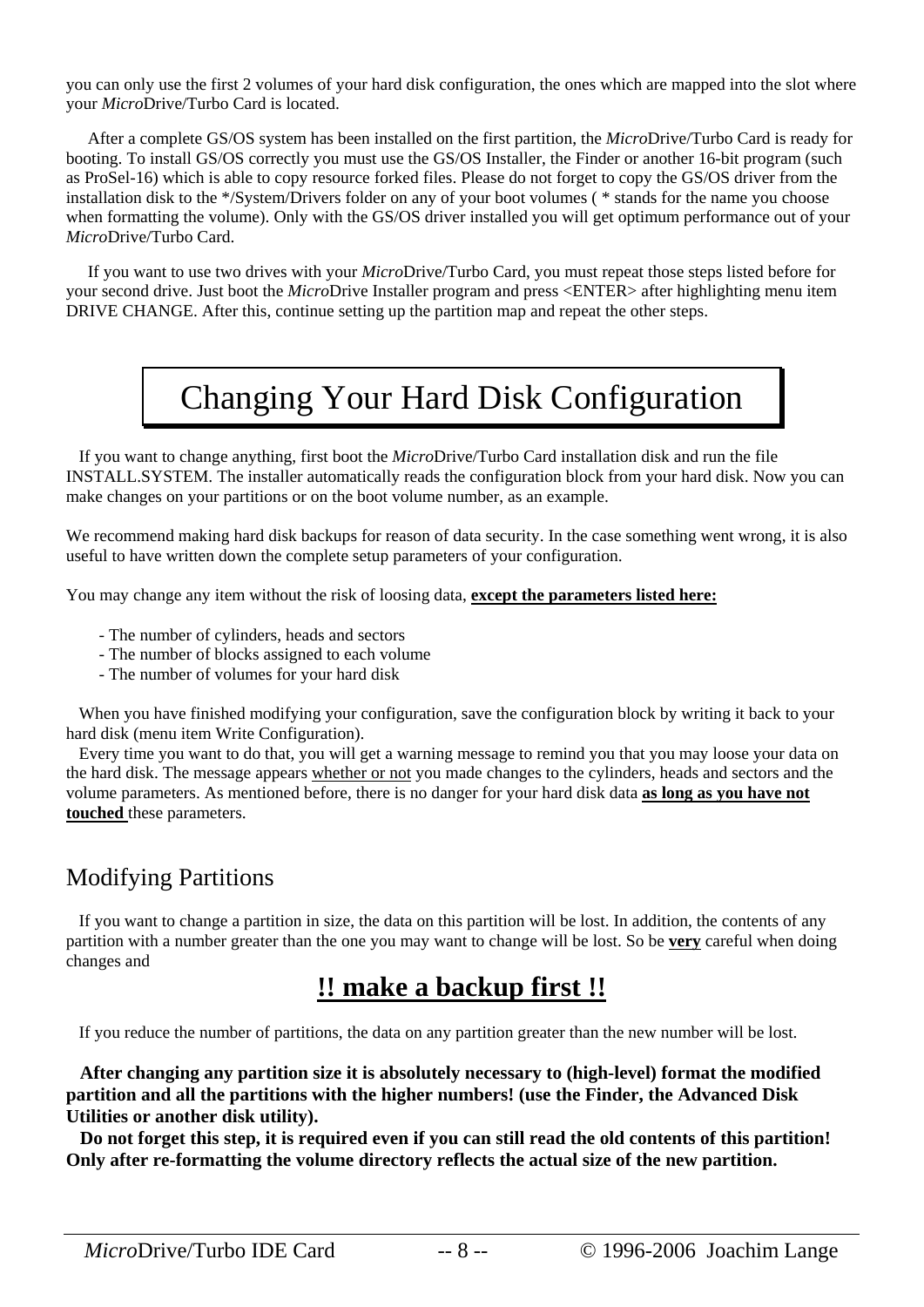you can only use the first 2 volumes of your hard disk configuration, the ones which are mapped into the slot where your *Micro*Drive/Turbo Card is located.

After a complete GS/OS system has been installed on the first partition, the *Micro*Drive/Turbo Card is ready for booting. To install GS/OS correctly you must use the GS/OS Installer, the Finder or another 16-bit program (such as ProSel-16) which is able to copy resource forked files. Please do not forget to copy the GS/OS driver from the installation disk to the */System/Drivers folder on any of your boot volumes ( * stands for the name you choose when formatting the volume). Only with the GS/OS driver installed you will get optimum performance out of your *Micro*Drive/Turbo Card.

If you want to use two drives with your *Micro*Drive/Turbo Card, you must repeat those steps listed before for your second drive. Just boot the *Micro*Drive Installer program and press <ENTER> after highlighting menu item DRIVE CHANGE. After this, continue setting up the partition map and repeat the other steps.

# Changing Your Hard Disk Configuration

If you want to change anything, first boot the *Micro*Drive/Turbo Card installation disk and run the file INSTALL.SYSTEM. The installer automatically reads the configuration block from your hard disk. Now you can make changes on your partitions or on the boot volume number, as an example.

We recommend making hard disk backups for reason of data security. In the case something went wrong, it is also useful to have written down the complete setup parameters of your configuration.

You may change any item without the risk of loosing data, **<u>except the parameters listed here:</u>**

- The number of cylinders, heads and sectors
- The number of blocks assigned to each volume
- The number of volumes for your hard disk

When you have finished modifying your configuration, save the configuration block by writing it back to your hard disk (menu item Write Configuration).

Every time you want to do that, you will get a warning message to remind you that you may loose your data on the hard disk. The message appears <u>whether or not</u> you made changes to the cylinders, heads and sectors and the volume parameters. As mentioned before, there is no danger for your hard disk data **<u>as long as you have not touched</u>** these parameters.

## Modifying Partitions

If you want to change a partition in size, the data on this partition will be lost. In addition, the contents of any partition with a number greater than the one you may want to change will be lost. So be **<u>very</u>** careful when doing changes and

## **<u>!! make a backup first !!</u>**

If you reduce the number of partitions, the data on any partition greater than the new number will be lost.

**After changing any partition size it is absolutely necessary to (high-level) format the modified partition and all the partitions with the higher numbers! (use the Finder, the Advanced Disk Utilities or another disk utility).**

**Do not forget this step, it is required even if you can still read the old contents of this partition! Only after re-formatting the volume directory reflects the actual size of the new partition.**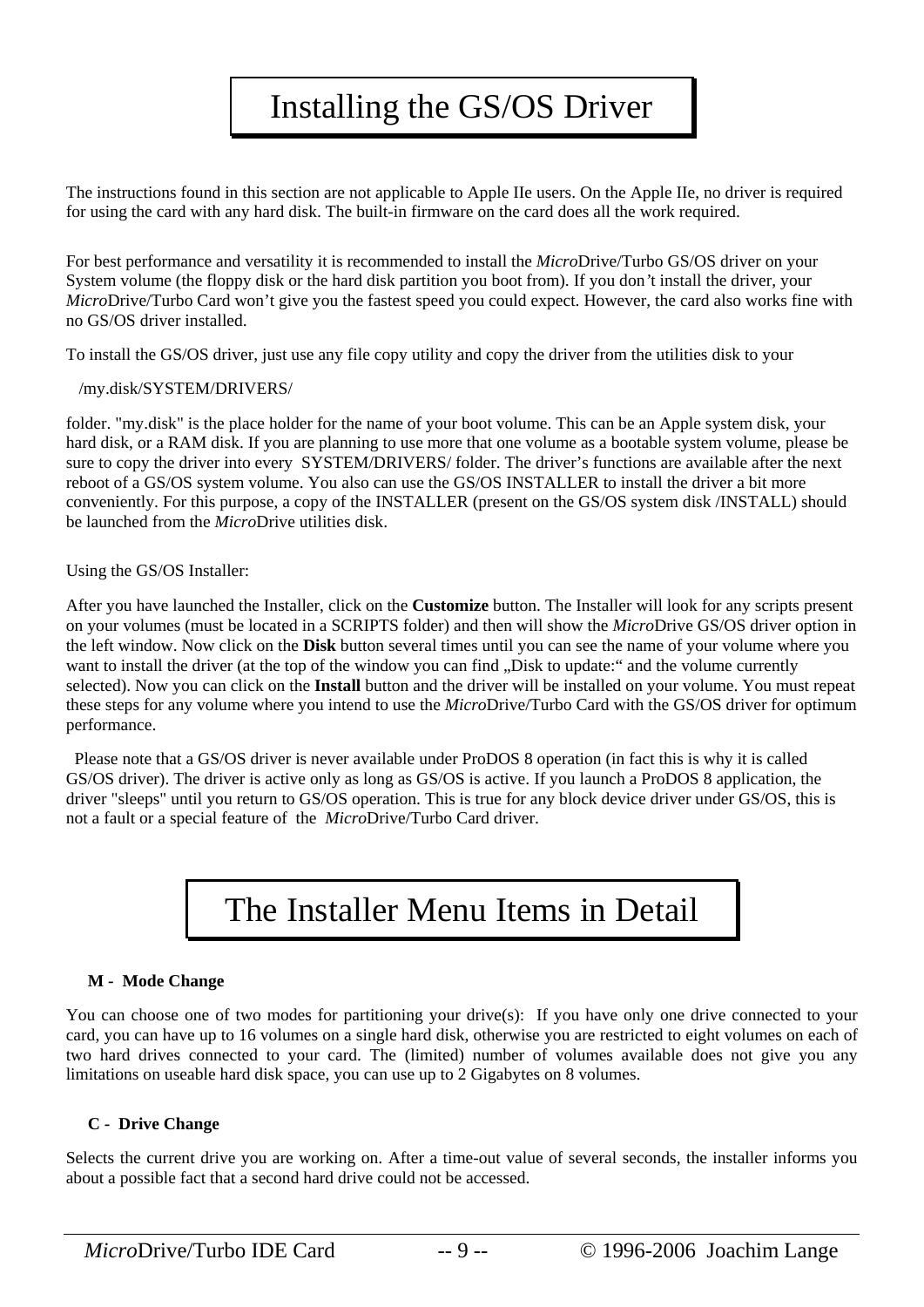# Installing the GS/OS Driver

The instructions found in this section are not applicable to Apple IIe users. On the Apple IIe, no driver is required for using the card with any hard disk. The built-in firmware on the card does all the work required.

For best performance and versatility it is recommended to install the *Micro*Drive/Turbo GS/OS driver on your System volume (the floppy disk or the hard disk partition you boot from). If you don't install the driver, your *Micro*Drive/Turbo Card won't give you the fastest speed you could expect. However, the card also works fine with no GS/OS driver installed.

To install the GS/OS driver, just use any file copy utility and copy the driver from the utilities disk to your

/my.disk/SYSTEM/DRIVERS/

folder. "my.disk" is the place holder for the name of your boot volume. This can be an Apple system disk, your hard disk, or a RAM disk. If you are planning to use more that one volume as a bootable system volume, please be sure to copy the driver into every SYSTEM/DRIVERS/ folder. The driver's functions are available after the next reboot of a GS/OS system volume. You also can use the GS/OS INSTALLER to install the driver a bit more conveniently. For this purpose, a copy of the INSTALLER (present on the GS/OS system disk /INSTALL) should be launched from the *Micro*Drive utilities disk.

Using the GS/OS Installer:

After you have launched the Installer, click on the **Customize** button. The Installer will look for any scripts present on your volumes (must be located in a SCRIPTS folder) and then will show the *Micro*Drive GS/OS driver option in the left window. Now click on the **Disk** button several times until you can see the name of your volume where you want to install the driver (at the top of the window you can find „Disk to update:“ and the volume currently selected). Now you can click on the **Install** button and the driver will be installed on your volume. You must repeat these steps for any volume where you intend to use the *Micro*Drive/Turbo Card with the GS/OS driver for optimum performance.

Please note that a GS/OS driver is never available under ProDOS 8 operation (in fact this is why it is called GS/OS driver). The driver is active only as long as GS/OS is active. If you launch a ProDOS 8 application, the driver "sleeps" until you return to GS/OS operation. This is true for any block device driver under GS/OS, this is not a fault or a special feature of the *Micro*Drive/Turbo Card driver.

# The Installer Menu Items in Detail

**M - Mode Change**

You can choose one of two modes for partitioning your drive(s): If you have only one drive connected to your card, you can have up to 16 volumes on a single hard disk, otherwise you are restricted to eight volumes on each of two hard drives connected to your card. The (limited) number of volumes available does not give you any limitations on useable hard disk space, you can use up to 2 Gigabytes on 8 volumes.

**C - Drive Change**

Selects the current drive you are working on. After a time-out value of several seconds, the installer informs you about a possible fact that a second hard drive could not be accessed.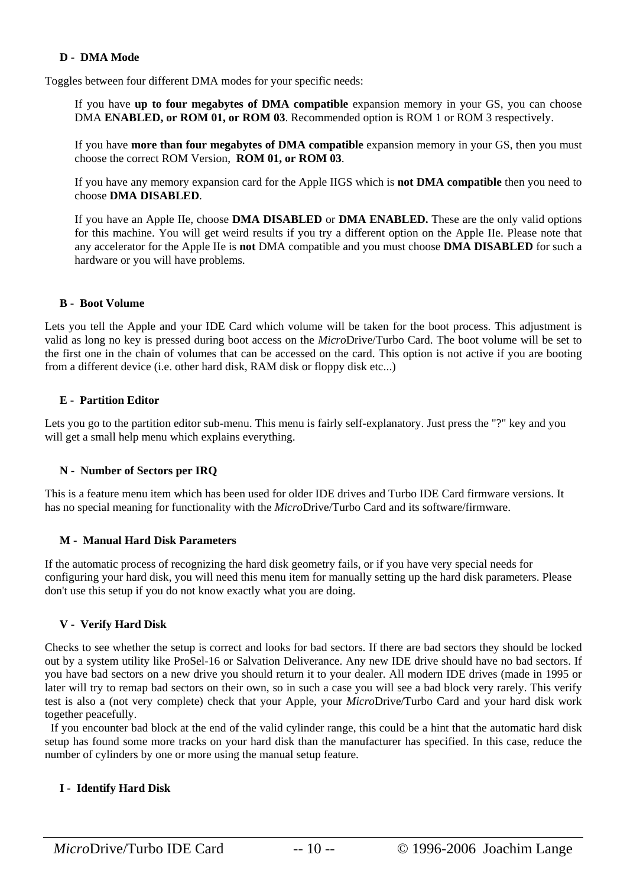### D - DMA Mode

Toggles between four different DMA modes for your specific needs:

> If you have **up to four megabytes of DMA compatible** expansion memory in your GS, you can choose DMA **ENABLED, or ROM 01, or ROM 03**. Recommended option is ROM 1 or ROM 3 respectively.
>
> If you have **more than four megabytes of DMA compatible** expansion memory in your GS, then you must choose the correct ROM Version, **ROM 01, or ROM 03**.
>
> If you have any memory expansion card for the Apple IIGS which is **not DMA compatible** then you need to choose **DMA DISABLED**.
>
> If you have an Apple IIe, choose **DMA DISABLED** or **DMA ENABLED.** These are the only valid options for this machine. You will get weird results if you try a different option on the Apple IIe. Please note that any accelerator for the Apple IIe is **not** DMA compatible and you must choose **DMA DISABLED** for such a hardware or you will have problems.

### B - Boot Volume

Lets you tell the Apple and your IDE Card which volume will be taken for the boot process. This adjustment is valid as long no key is pressed during boot access on the *Micro*Drive/Turbo Card. The boot volume will be set to the first one in the chain of volumes that can be accessed on the card. This option is not active if you are booting from a different device (i.e. other hard disk, RAM disk or floppy disk etc...)

### E - Partition Editor

Lets you go to the partition editor sub-menu. This menu is fairly self-explanatory. Just press the "?" key and you will get a small help menu which explains everything.

### N - Number of Sectors per IRQ

This is a feature menu item which has been used for older IDE drives and Turbo IDE Card firmware versions. It has no special meaning for functionality with the *Micro*Drive/Turbo Card and its software/firmware.

### M - Manual Hard Disk Parameters

If the automatic process of recognizing the hard disk geometry fails, or if you have very special needs for configuring your hard disk, you will need this menu item for manually setting up the hard disk parameters. Please don't use this setup if you do not know exactly what you are doing.

### V - Verify Hard Disk

Checks to see whether the setup is correct and looks for bad sectors. If there are bad sectors they should be locked out by a system utility like ProSel-16 or Salvation Deliverance. Any new IDE drive should have no bad sectors. If you have bad sectors on a new drive you should return it to your dealer. All modern IDE drives (made in 1995 or later will try to remap bad sectors on their own, so in such a case you will see a bad block very rarely. This verify test is also a (not very complete) check that your Apple, your *Micro*Drive/Turbo Card and your hard disk work together peacefully.

If you encounter bad block at the end of the valid cylinder range, this could be a hint that the automatic hard disk setup has found some more tracks on your hard disk than the manufacturer has specified. In this case, reduce the number of cylinders by one or more using the manual setup feature.

### I - Identify Hard Disk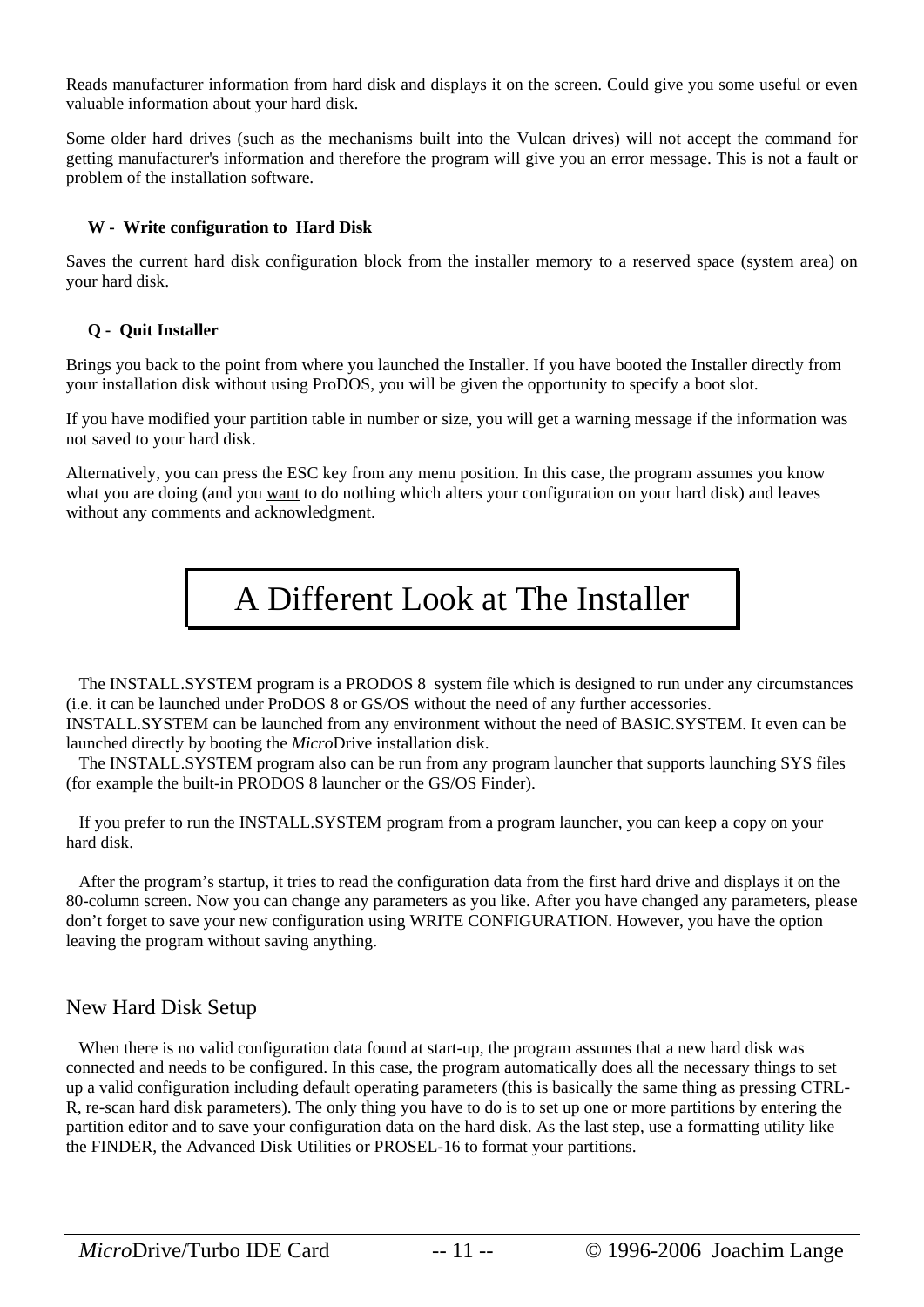Reads manufacturer information from hard disk and displays it on the screen. Could give you some useful or even valuable information about your hard disk.

Some older hard drives (such as the mechanisms built into the Vulcan drives) will not accept the command for getting manufacturer's information and therefore the program will give you an error message. This is not a fault or problem of the installation software.

**W - Write configuration to Hard Disk**

Saves the current hard disk configuration block from the installer memory to a reserved space (system area) on your hard disk.

**Q - Quit Installer**

Brings you back to the point from where you launched the Installer. If you have booted the Installer directly from your installation disk without using ProDOS, you will be given the opportunity to specify a boot slot.

If you have modified your partition table in number or size, you will get a warning message if the information was not saved to your hard disk.

Alternatively, you can press the ESC key from any menu position. In this case, the program assumes you know what you are doing (and you <u>want</u> to do nothing which alters your configuration on your hard disk) and leaves without any comments and acknowledgment.

# A Different Look at The Installer

The INSTALL.SYSTEM program is a PRODOS 8 system file which is designed to run under any circumstances (i.e. it can be launched under ProDOS 8 or GS/OS without the need of any further accessories. INSTALL.SYSTEM can be launched from any environment without the need of BASIC.SYSTEM. It even can be launched directly by booting the *Micro*Drive installation disk.

The INSTALL.SYSTEM program also can be run from any program launcher that supports launching SYS files (for example the built-in PRODOS 8 launcher or the GS/OS Finder).

If you prefer to run the INSTALL.SYSTEM program from a program launcher, you can keep a copy on your hard disk.

After the program's startup, it tries to read the configuration data from the first hard drive and displays it on the 80-column screen. Now you can change any parameters as you like. After you have changed any parameters, please don't forget to save your new configuration using WRITE CONFIGURATION. However, you have the option leaving the program without saving anything.

## New Hard Disk Setup

When there is no valid configuration data found at start-up, the program assumes that a new hard disk was connected and needs to be configured. In this case, the program automatically does all the necessary things to set up a valid configuration including default operating parameters (this is basically the same thing as pressing CTRL-R, re-scan hard disk parameters). The only thing you have to do is to set up one or more partitions by entering the partition editor and to save your configuration data on the hard disk. As the last step, use a formatting utility like the FINDER, the Advanced Disk Utilities or PROSEL-16 to format your partitions.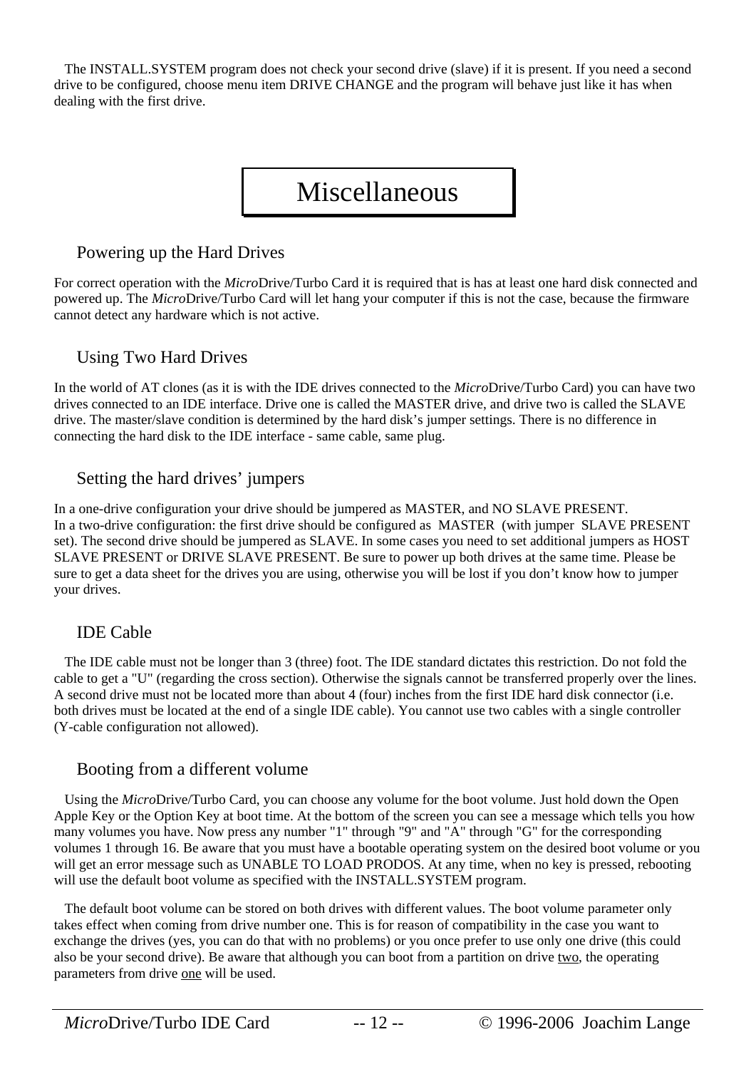The INSTALL.SYSTEM program does not check your second drive (slave) if it is present. If you need a second drive to be configured, choose menu item DRIVE CHANGE and the program will behave just like it has when dealing with the first drive.

# Miscellaneous

## Powering up the Hard Drives

For correct operation with the *Micro*Drive/Turbo Card it is required that is has at least one hard disk connected and powered up. The *Micro*Drive/Turbo Card will let hang your computer if this is not the case, because the firmware cannot detect any hardware which is not active.

## Using Two Hard Drives

In the world of AT clones (as it is with the IDE drives connected to the *Micro*Drive/Turbo Card) you can have two drives connected to an IDE interface. Drive one is called the MASTER drive, and drive two is called the SLAVE drive. The master/slave condition is determined by the hard disk's jumper settings. There is no difference in connecting the hard disk to the IDE interface - same cable, same plug.

## Setting the hard drives' jumpers

In a one-drive configuration your drive should be jumpered as MASTER, and NO SLAVE PRESENT.
In a two-drive configuration: the first drive should be configured as MASTER (with jumper SLAVE PRESENT set). The second drive should be jumpered as SLAVE. In some cases you need to set additional jumpers as HOST SLAVE PRESENT or DRIVE SLAVE PRESENT. Be sure to power up both drives at the same time. Please be sure to get a data sheet for the drives you are using, otherwise you will be lost if you don't know how to jumper your drives.

## IDE Cable

The IDE cable must not be longer than 3 (three) foot. The IDE standard dictates this restriction. Do not fold the cable to get a "U" (regarding the cross section). Otherwise the signals cannot be transferred properly over the lines. A second drive must not be located more than about 4 (four) inches from the first IDE hard disk connector (i.e. both drives must be located at the end of a single IDE cable). You cannot use two cables with a single controller (Y-cable configuration not allowed).

## Booting from a different volume

Using the *Micro*Drive/Turbo Card, you can choose any volume for the boot volume. Just hold down the Open Apple Key or the Option Key at boot time. At the bottom of the screen you can see a message which tells you how many volumes you have. Now press any number "1" through "9" and "A" through "G" for the corresponding volumes 1 through 16. Be aware that you must have a bootable operating system on the desired boot volume or you will get an error message such as UNABLE TO LOAD PRODOS. At any time, when no key is pressed, rebooting will use the default boot volume as specified with the INSTALL.SYSTEM program.

The default boot volume can be stored on both drives with different values. The boot volume parameter only takes effect when coming from drive number one. This is for reason of compatibility in the case you want to exchange the drives (yes, you can do that with no problems) or you once prefer to use only one drive (this could also be your second drive). Be aware that although you can boot from a partition on drive <u>two</u>, the operating parameters from drive <u>one</u> will be used.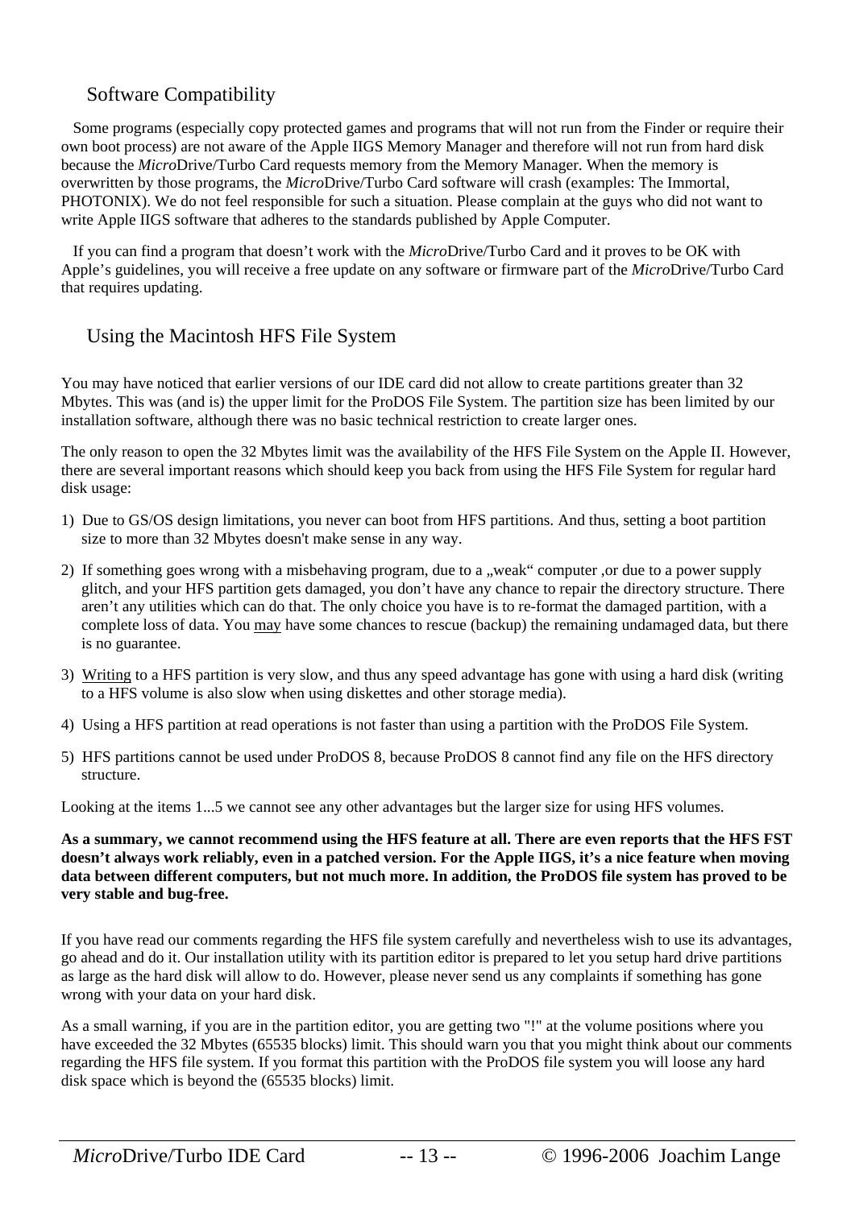## Software Compatibility

Some programs (especially copy protected games and programs that will not run from the Finder or require their own boot process) are not aware of the Apple IIGS Memory Manager and therefore will not run from hard disk because the *Micro*Drive/Turbo Card requests memory from the Memory Manager. When the memory is overwritten by those programs, the *Micro*Drive/Turbo Card software will crash (examples: The Immortal, PHOTONIX). We do not feel responsible for such a situation. Please complain at the guys who did not want to write Apple IIGS software that adheres to the standards published by Apple Computer.

If you can find a program that doesn't work with the *Micro*Drive/Turbo Card and it proves to be OK with Apple's guidelines, you will receive a free update on any software or firmware part of the *Micro*Drive/Turbo Card that requires updating.

## Using the Macintosh HFS File System

You may have noticed that earlier versions of our IDE card did not allow to create partitions greater than 32 Mbytes. This was (and is) the upper limit for the ProDOS File System. The partition size has been limited by our installation software, although there was no basic technical restriction to create larger ones.

The only reason to open the 32 Mbytes limit was the availability of the HFS File System on the Apple II. However, there are several important reasons which should keep you back from using the HFS File System for regular hard disk usage:

1) Due to GS/OS design limitations, you never can boot from HFS partitions. And thus, setting a boot partition size to more than 32 Mbytes doesn't make sense in any way.

2) If something goes wrong with a misbehaving program, due to a „weak" computer ,or due to a power supply glitch, and your HFS partition gets damaged, you don't have any chance to repair the directory structure. There aren't any utilities which can do that. The only choice you have is to re-format the damaged partition, with a complete loss of data. You <u>may</u> have some chances to rescue (backup) the remaining undamaged data, but there is no guarantee.

3) <u>Writing</u> to a HFS partition is very slow, and thus any speed advantage has gone with using a hard disk (writing to a HFS volume is also slow when using diskettes and other storage media).

4) Using a HFS partition at read operations is not faster than using a partition with the ProDOS File System.

5) HFS partitions cannot be used under ProDOS 8, because ProDOS 8 cannot find any file on the HFS directory structure.

Looking at the items 1...5 we cannot see any other advantages but the larger size for using HFS volumes.

**As a summary, we cannot recommend using the HFS feature at all. There are even reports that the HFS FST doesn't always work reliably, even in a patched version. For the Apple IIGS, it's a nice feature when moving data between different computers, but not much more. In addition, the ProDOS file system has proved to be very stable and bug-free.**

If you have read our comments regarding the HFS file system carefully and nevertheless wish to use its advantages, go ahead and do it. Our installation utility with its partition editor is prepared to let you setup hard drive partitions as large as the hard disk will allow to do. However, please never send us any complaints if something has gone wrong with your data on your hard disk.

As a small warning, if you are in the partition editor, you are getting two "!" at the volume positions where you have exceeded the 32 Mbytes (65535 blocks) limit. This should warn you that you might think about our comments regarding the HFS file system. If you format this partition with the ProDOS file system you will loose any hard disk space which is beyond the (65535 blocks) limit.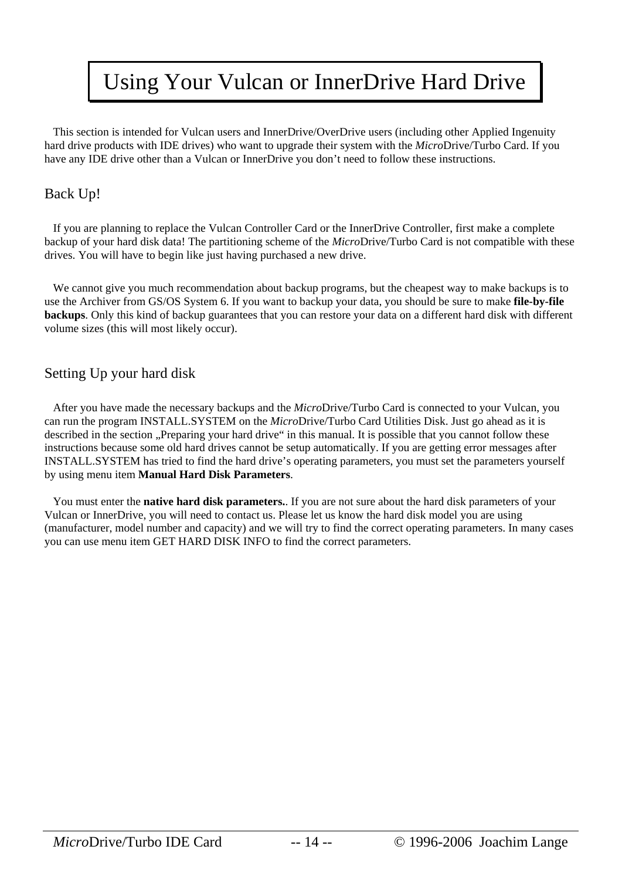# Using Your Vulcan or InnerDrive Hard Drive

This section is intended for Vulcan users and InnerDrive/OverDrive users (including other Applied Ingenuity hard drive products with IDE drives) who want to upgrade their system with the *Micro*Drive/Turbo Card. If you have any IDE drive other than a Vulcan or InnerDrive you don't need to follow these instructions.

## Back Up!

If you are planning to replace the Vulcan Controller Card or the InnerDrive Controller, first make a complete backup of your hard disk data! The partitioning scheme of the *Micro*Drive/Turbo Card is not compatible with these drives. You will have to begin like just having purchased a new drive.

We cannot give you much recommendation about backup programs, but the cheapest way to make backups is to use the Archiver from GS/OS System 6. If you want to backup your data, you should be sure to make **file-by-file backups**. Only this kind of backup guarantees that you can restore your data on a different hard disk with different volume sizes (this will most likely occur).

## Setting Up your hard disk

After you have made the necessary backups and the *Micro*Drive/Turbo Card is connected to your Vulcan, you can run the program INSTALL.SYSTEM on the *Micro*Drive/Turbo Card Utilities Disk. Just go ahead as it is described in the section „Preparing your hard drive" in this manual. It is possible that you cannot follow these instructions because some old hard drives cannot be setup automatically. If you are getting error messages after INSTALL.SYSTEM has tried to find the hard drive's operating parameters, you must set the parameters yourself by using menu item **Manual Hard Disk Parameters**.

You must enter the **native hard disk parameters.**. If you are not sure about the hard disk parameters of your Vulcan or InnerDrive, you will need to contact us. Please let us know the hard disk model you are using (manufacturer, model number and capacity) and we will try to find the correct operating parameters. In many cases you can use menu item GET HARD DISK INFO to find the correct parameters.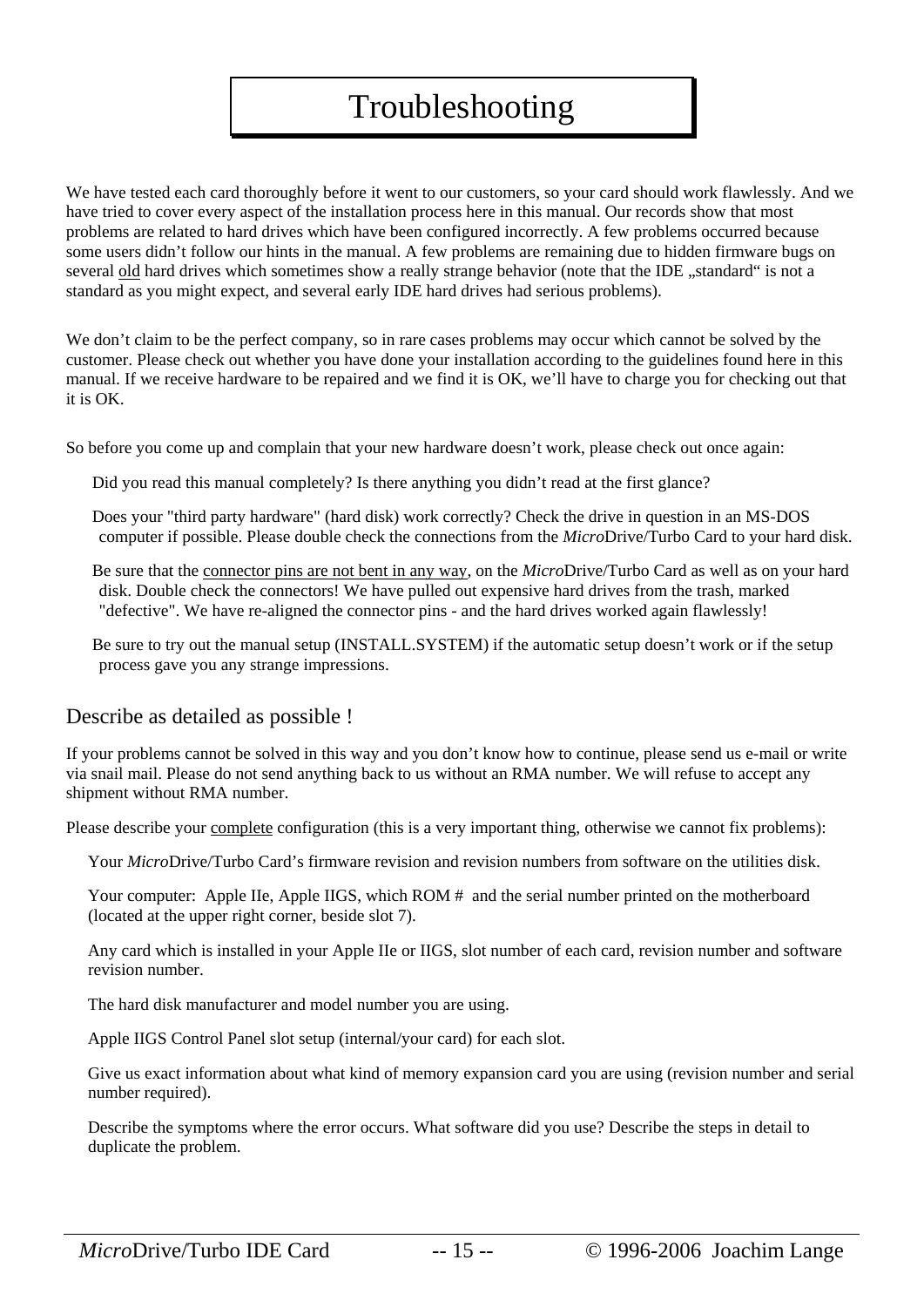# Troubleshooting

We have tested each card thoroughly before it went to our customers, so your card should work flawlessly. And we have tried to cover every aspect of the installation process here in this manual. Our records show that most problems are related to hard drives which have been configured incorrectly. A few problems occurred because some users didn't follow our hints in the manual. A few problems are remaining due to hidden firmware bugs on several old hard drives which sometimes show a really strange behavior (note that the IDE „standard" is not a standard as you might expect, and several early IDE hard drives had serious problems).

We don't claim to be the perfect company, so in rare cases problems may occur which cannot be solved by the customer. Please check out whether you have done your installation according to the guidelines found here in this manual. If we receive hardware to be repaired and we find it is OK, we'll have to charge you for checking out that it is OK.

So before you come up and complain that your new hardware doesn't work, please check out once again:

- Did you read this manual completely? Is there anything you didn't read at the first glance?
- Does your "third party hardware" (hard disk) work correctly? Check the drive in question in an MS-DOS computer if possible. Please double check the connections from the *Micro*Drive/Turbo Card to your hard disk.
- Be sure that the connector pins are not bent in any way, on the *Micro*Drive/Turbo Card as well as on your hard disk. Double check the connectors! We have pulled out expensive hard drives from the trash, marked "defective". We have re-aligned the connector pins - and the hard drives worked again flawlessly!
- Be sure to try out the manual setup (INSTALL.SYSTEM) if the automatic setup doesn't work or if the setup process gave you any strange impressions.

## Describe as detailed as possible !

If your problems cannot be solved in this way and you don't know how to continue, please send us e-mail or write via snail mail. Please do not send anything back to us without an RMA number. We will refuse to accept any shipment without RMA number.

Please describe your complete configuration (this is a very important thing, otherwise we cannot fix problems):

- Your *Micro*Drive/Turbo Card's firmware revision and revision numbers from software on the utilities disk.
- Your computer: Apple IIe, Apple IIGS, which ROM # and the serial number printed on the motherboard (located at the upper right corner, beside slot 7).
- Any card which is installed in your Apple IIe or IIGS, slot number of each card, revision number and software revision number.
- The hard disk manufacturer and model number you are using.
- Apple IIGS Control Panel slot setup (internal/your card) for each slot.
- Give us exact information about what kind of memory expansion card you are using (revision number and serial number required).
- Describe the symptoms where the error occurs. What software did you use? Describe the steps in detail to duplicate the problem.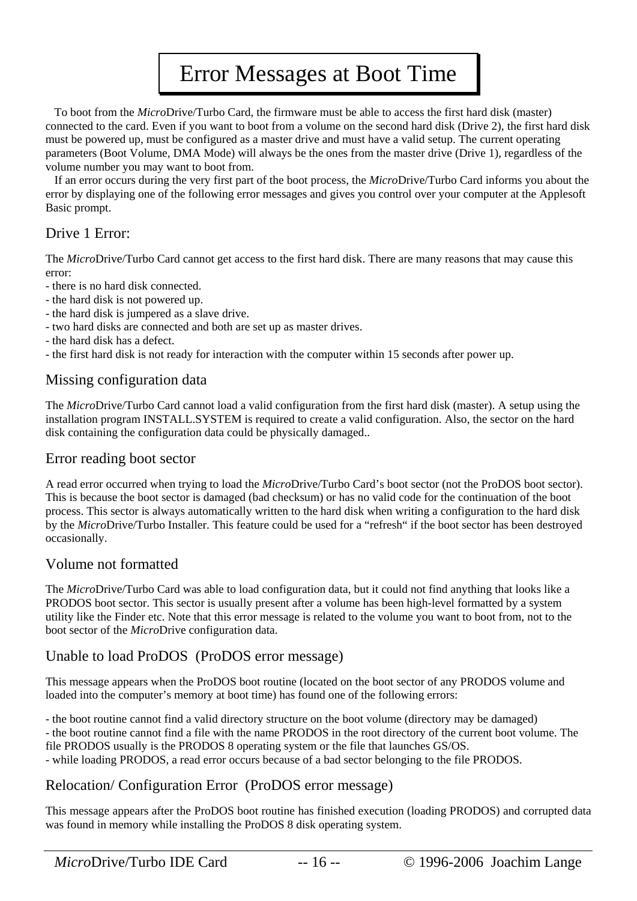# Error Messages at Boot Time

To boot from the *Micro*Drive/Turbo Card, the firmware must be able to access the first hard disk (master) connected to the card. Even if you want to boot from a volume on the second hard disk (Drive 2), the first hard disk must be powered up, must be configured as a master drive and must have a valid setup. The current operating parameters (Boot Volume, DMA Mode) will always be the ones from the master drive (Drive 1), regardless of the volume number you may want to boot from.

If an error occurs during the very first part of the boot process, the *Micro*Drive/Turbo Card informs you about the error by displaying one of the following error messages and gives you control over your computer at the Applesoft Basic prompt.

## Drive 1 Error:

The *Micro*Drive/Turbo Card cannot get access to the first hard disk. There are many reasons that may cause this error:

- there is no hard disk connected.
- the hard disk is not powered up.
- the hard disk is jumpered as a slave drive.
- two hard disks are connected and both are set up as master drives.
- the hard disk has a defect.
- the first hard disk is not ready for interaction with the computer within 15 seconds after power up.

## Missing configuration data

The *Micro*Drive/Turbo Card cannot load a valid configuration from the first hard disk (master). A setup using the installation program INSTALL.SYSTEM is required to create a valid configuration. Also, the sector on the hard disk containing the configuration data could be physically damaged..

## Error reading boot sector

A read error occurred when trying to load the *Micro*Drive/Turbo Card's boot sector (not the ProDOS boot sector). This is because the boot sector is damaged (bad checksum) or has no valid code for the continuation of the boot process. This sector is always automatically written to the hard disk when writing a configuration to the hard disk by the *Micro*Drive/Turbo Installer. This feature could be used for a "refresh" if the boot sector has been destroyed occasionally.

## Volume not formatted

The *Micro*Drive/Turbo Card was able to load configuration data, but it could not find anything that looks like a PRODOS boot sector. This sector is usually present after a volume has been high-level formatted by a system utility like the Finder etc. Note that this error message is related to the volume you want to boot from, not to the boot sector of the *Micro*Drive configuration data.

## Unable to load ProDOS (ProDOS error message)

This message appears when the ProDOS boot routine (located on the boot sector of any PRODOS volume and loaded into the computer's memory at boot time) has found one of the following errors:

- the boot routine cannot find a valid directory structure on the boot volume (directory may be damaged)
- the boot routine cannot find a file with the name PRODOS in the root directory of the current boot volume. The file PRODOS usually is the PRODOS 8 operating system or the file that launches GS/OS.
- while loading PRODOS, a read error occurs because of a bad sector belonging to the file PRODOS.

## Relocation/ Configuration Error (ProDOS error message)

This message appears after the ProDOS boot routine has finished execution (loading PRODOS) and corrupted data was found in memory while installing the ProDOS 8 disk operating system.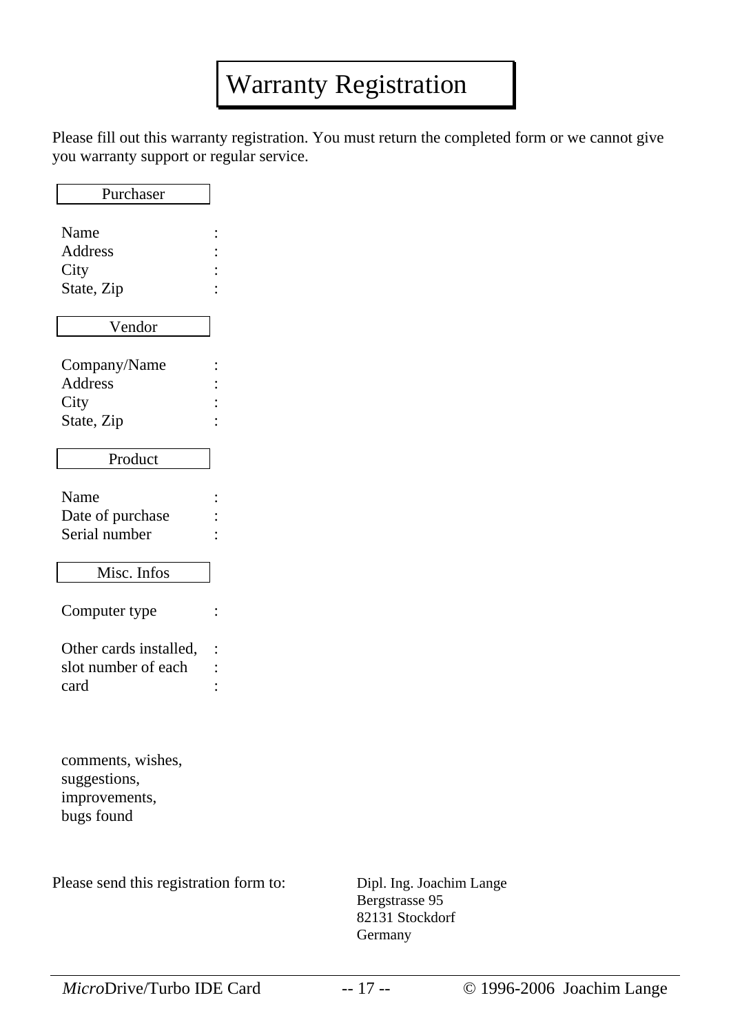# Warranty Registration

Please fill out this warranty registration. You must return the completed form or we cannot give you warranty support or regular service.

**Purchaser**

Name :
Address :
City :
State, Zip :

**Vendor**

Company/Name :
Address :
City :
State, Zip :

**Product**

Name :
Date of purchase :
Serial number :

**Misc. Infos**

Computer type :

Other cards installed, :
slot number of each :
card :

comments, wishes,
suggestions,
improvements,
bugs found

Please send this registration form to:

Dipl. Ing. Joachim Lange
Bergstrasse 95
82131 Stockdorf
Germany